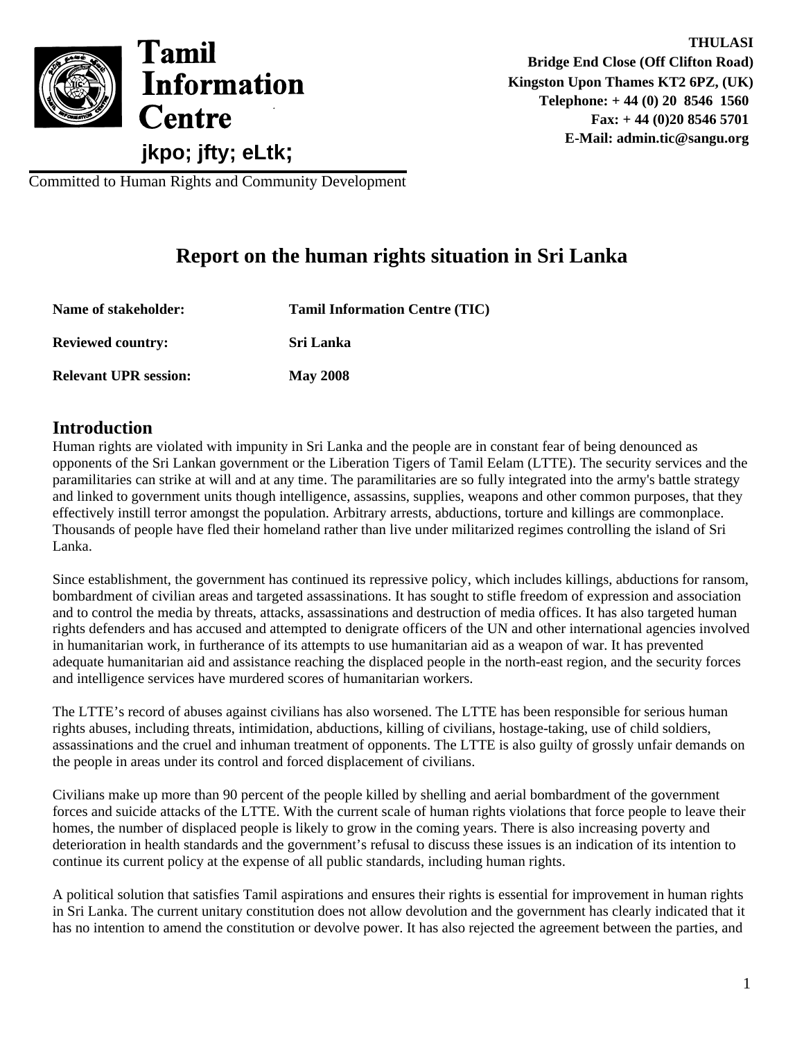**Tamil Information Centre**

**jkpo; jfty; eLtk;**

Committed to Human Rights and Community Development

**THULASI**
**Bridge End Close (Off Clifton Road)**
**Kingston Upon Thames KT2 6PZ, (UK)**
**Telephone: + 44 (0) 20 8546 1560**
**Fax: + 44 (0)20 8546 5701**
**E-Mail: admin.tic@sangu.org**

# Report on the human rights situation in Sri Lanka

| | |
|---|---|
| **Name of stakeholder:** | **Tamil Information Centre (TIC)** |
| **Reviewed country:** | **Sri Lanka** |
| **Relevant UPR session:** | **May 2008** |

## Introduction

Human rights are violated with impunity in Sri Lanka and the people are in constant fear of being denounced as opponents of the Sri Lankan government or the Liberation Tigers of Tamil Eelam (LTTE). The security services and the paramilitaries can strike at will and at any time. The paramilitaries are so fully integrated into the army's battle strategy and linked to government units though intelligence, assassins, supplies, weapons and other common purposes, that they effectively instill terror amongst the population. Arbitrary arrests, abductions, torture and killings are commonplace. Thousands of people have fled their homeland rather than live under militarized regimes controlling the island of Sri Lanka.

Since establishment, the government has continued its repressive policy, which includes killings, abductions for ransom, bombardment of civilian areas and targeted assassinations. It has sought to stifle freedom of expression and association and to control the media by threats, attacks, assassinations and destruction of media offices. It has also targeted human rights defenders and has accused and attempted to denigrate officers of the UN and other international agencies involved in humanitarian work, in furtherance of its attempts to use humanitarian aid as a weapon of war. It has prevented adequate humanitarian aid and assistance reaching the displaced people in the north-east region, and the security forces and intelligence services have murdered scores of humanitarian workers.

The LTTE's record of abuses against civilians has also worsened. The LTTE has been responsible for serious human rights abuses, including threats, intimidation, abductions, killing of civilians, hostage-taking, use of child soldiers, assassinations and the cruel and inhuman treatment of opponents. The LTTE is also guilty of grossly unfair demands on the people in areas under its control and forced displacement of civilians.

Civilians make up more than 90 percent of the people killed by shelling and aerial bombardment of the government forces and suicide attacks of the LTTE. With the current scale of human rights violations that force people to leave their homes, the number of displaced people is likely to grow in the coming years. There is also increasing poverty and deterioration in health standards and the government's refusal to discuss these issues is an indication of its intention to continue its current policy at the expense of all public standards, including human rights.

A political solution that satisfies Tamil aspirations and ensures their rights is essential for improvement in human rights in Sri Lanka. The current unitary constitution does not allow devolution and the government has clearly indicated that it has no intention to amend the constitution or devolve power. It has also rejected the agreement between the parties, and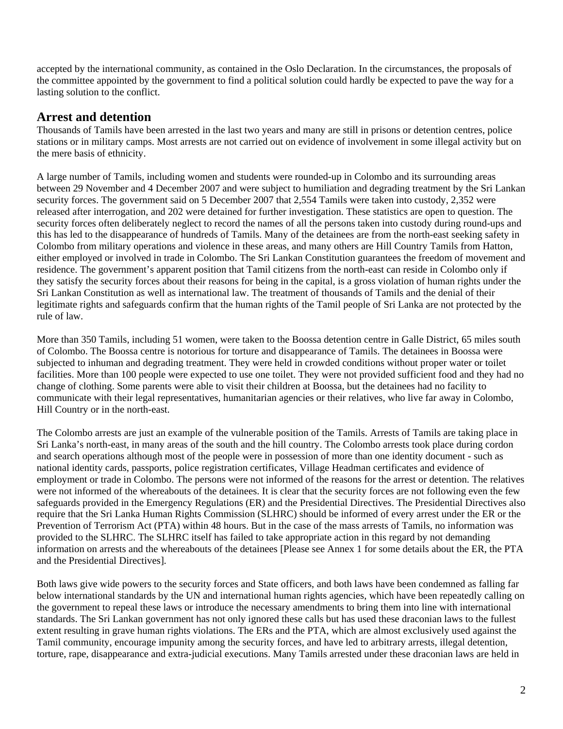accepted by the international community, as contained in the Oslo Declaration. In the circumstances, the proposals of the committee appointed by the government to find a political solution could hardly be expected to pave the way for a lasting solution to the conflict.

## Arrest and detention

Thousands of Tamils have been arrested in the last two years and many are still in prisons or detention centres, police stations or in military camps. Most arrests are not carried out on evidence of involvement in some illegal activity but on the mere basis of ethnicity.

A large number of Tamils, including women and students were rounded-up in Colombo and its surrounding areas between 29 November and 4 December 2007 and were subject to humiliation and degrading treatment by the Sri Lankan security forces. The government said on 5 December 2007 that 2,554 Tamils were taken into custody, 2,352 were released after interrogation, and 202 were detained for further investigation. These statistics are open to question. The security forces often deliberately neglect to record the names of all the persons taken into custody during round-ups and this has led to the disappearance of hundreds of Tamils. Many of the detainees are from the north-east seeking safety in Colombo from military operations and violence in these areas, and many others are Hill Country Tamils from Hatton, either employed or involved in trade in Colombo. The Sri Lankan Constitution guarantees the freedom of movement and residence. The government's apparent position that Tamil citizens from the north-east can reside in Colombo only if they satisfy the security forces about their reasons for being in the capital, is a gross violation of human rights under the Sri Lankan Constitution as well as international law. The treatment of thousands of Tamils and the denial of their legitimate rights and safeguards confirm that the human rights of the Tamil people of Sri Lanka are not protected by the rule of law.

More than 350 Tamils, including 51 women, were taken to the Boossa detention centre in Galle District, 65 miles south of Colombo. The Boossa centre is notorious for torture and disappearance of Tamils. The detainees in Boossa were subjected to inhuman and degrading treatment. They were held in crowded conditions without proper water or toilet facilities. More than 100 people were expected to use one toilet. They were not provided sufficient food and they had no change of clothing. Some parents were able to visit their children at Boossa, but the detainees had no facility to communicate with their legal representatives, humanitarian agencies or their relatives, who live far away in Colombo, Hill Country or in the north-east.

The Colombo arrests are just an example of the vulnerable position of the Tamils. Arrests of Tamils are taking place in Sri Lanka's north-east, in many areas of the south and the hill country. The Colombo arrests took place during cordon and search operations although most of the people were in possession of more than one identity document - such as national identity cards, passports, police registration certificates, Village Headman certificates and evidence of employment or trade in Colombo. The persons were not informed of the reasons for the arrest or detention. The relatives were not informed of the whereabouts of the detainees. It is clear that the security forces are not following even the few safeguards provided in the Emergency Regulations (ER) and the Presidential Directives. The Presidential Directives also require that the Sri Lanka Human Rights Commission (SLHRC) should be informed of every arrest under the ER or the Prevention of Terrorism Act (PTA) within 48 hours. But in the case of the mass arrests of Tamils, no information was provided to the SLHRC. The SLHRC itself has failed to take appropriate action in this regard by not demanding information on arrests and the whereabouts of the detainees [Please see Annex 1 for some details about the ER, the PTA and the Presidential Directives].

Both laws give wide powers to the security forces and State officers, and both laws have been condemned as falling far below international standards by the UN and international human rights agencies, which have been repeatedly calling on the government to repeal these laws or introduce the necessary amendments to bring them into line with international standards. The Sri Lankan government has not only ignored these calls but has used these draconian laws to the fullest extent resulting in grave human rights violations. The ERs and the PTA, which are almost exclusively used against the Tamil community, encourage impunity among the security forces, and have led to arbitrary arrests, illegal detention, torture, rape, disappearance and extra-judicial executions. Many Tamils arrested under these draconian laws are held in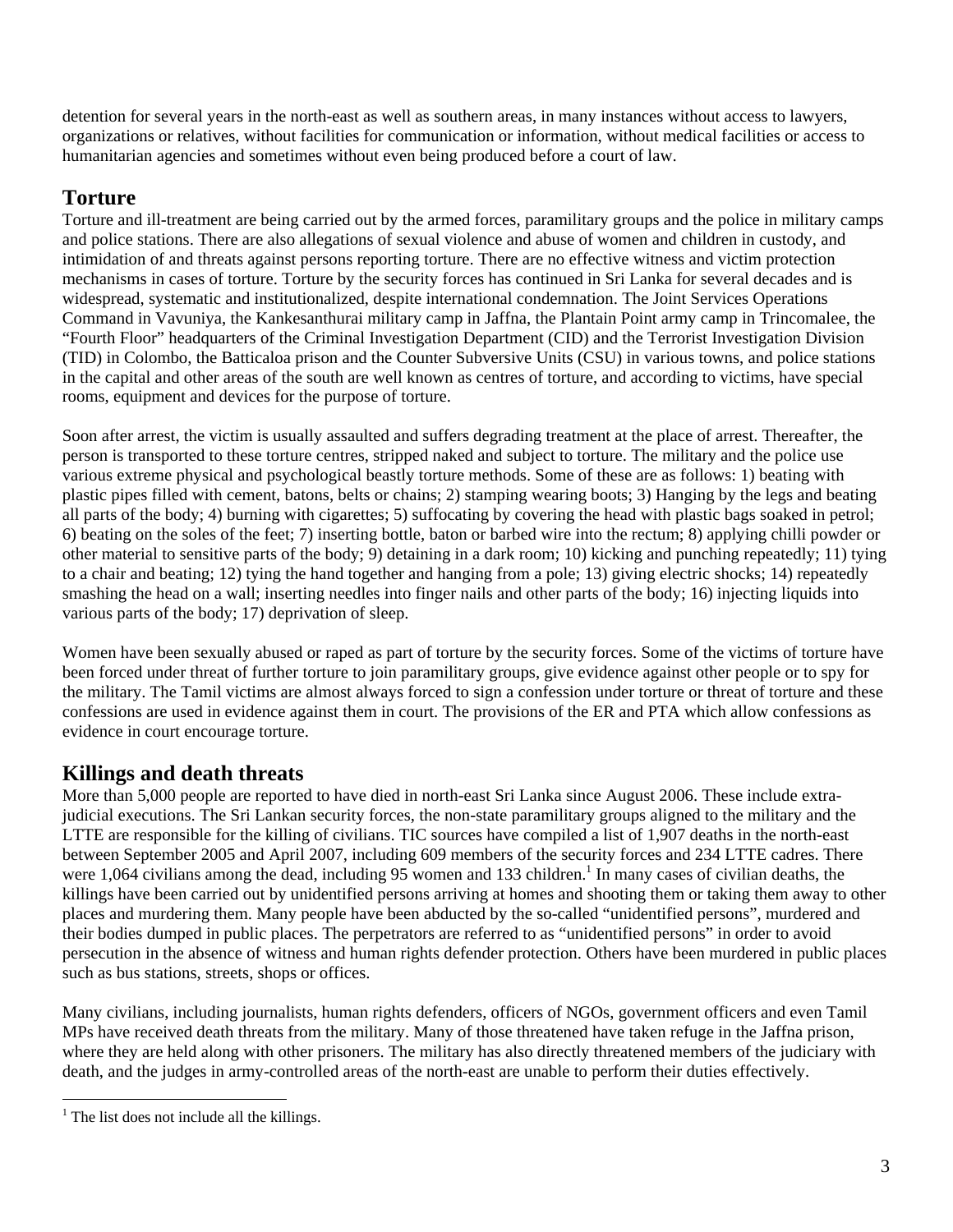detention for several years in the north-east as well as southern areas, in many instances without access to lawyers, organizations or relatives, without facilities for communication or information, without medical facilities or access to humanitarian agencies and sometimes without even being produced before a court of law.

## Torture

Torture and ill-treatment are being carried out by the armed forces, paramilitary groups and the police in military camps and police stations. There are also allegations of sexual violence and abuse of women and children in custody, and intimidation of and threats against persons reporting torture. There are no effective witness and victim protection mechanisms in cases of torture. Torture by the security forces has continued in Sri Lanka for several decades and is widespread, systematic and institutionalized, despite international condemnation. The Joint Services Operations Command in Vavuniya, the Kankesanthurai military camp in Jaffna, the Plantain Point army camp in Trincomalee, the "Fourth Floor" headquarters of the Criminal Investigation Department (CID) and the Terrorist Investigation Division (TID) in Colombo, the Batticaloa prison and the Counter Subversive Units (CSU) in various towns, and police stations in the capital and other areas of the south are well known as centres of torture, and according to victims, have special rooms, equipment and devices for the purpose of torture.

Soon after arrest, the victim is usually assaulted and suffers degrading treatment at the place of arrest. Thereafter, the person is transported to these torture centres, stripped naked and subject to torture. The military and the police use various extreme physical and psychological beastly torture methods. Some of these are as follows: 1) beating with plastic pipes filled with cement, batons, belts or chains; 2) stamping wearing boots; 3) Hanging by the legs and beating all parts of the body; 4) burning with cigarettes; 5) suffocating by covering the head with plastic bags soaked in petrol; 6) beating on the soles of the feet; 7) inserting bottle, baton or barbed wire into the rectum; 8) applying chilli powder or other material to sensitive parts of the body; 9) detaining in a dark room; 10) kicking and punching repeatedly; 11) tying to a chair and beating; 12) tying the hand together and hanging from a pole; 13) giving electric shocks; 14) repeatedly smashing the head on a wall; inserting needles into finger nails and other parts of the body; 16) injecting liquids into various parts of the body; 17) deprivation of sleep.

Women have been sexually abused or raped as part of torture by the security forces. Some of the victims of torture have been forced under threat of further torture to join paramilitary groups, give evidence against other people or to spy for the military. The Tamil victims are almost always forced to sign a confession under torture or threat of torture and these confessions are used in evidence against them in court. The provisions of the ER and PTA which allow confessions as evidence in court encourage torture.

## Killings and death threats

More than 5,000 people are reported to have died in north-east Sri Lanka since August 2006. These include extra-judicial executions. The Sri Lankan security forces, the non-state paramilitary groups aligned to the military and the LTTE are responsible for the killing of civilians. TIC sources have compiled a list of 1,907 deaths in the north-east between September 2005 and April 2007, including 609 members of the security forces and 234 LTTE cadres. There were 1,064 civilians among the dead, including 95 women and 133 children.[1] In many cases of civilian deaths, the killings have been carried out by unidentified persons arriving at homes and shooting them or taking them away to other places and murdering them. Many people have been abducted by the so-called "unidentified persons", murdered and their bodies dumped in public places. The perpetrators are referred to as "unidentified persons" in order to avoid persecution in the absence of witness and human rights defender protection. Others have been murdered in public places such as bus stations, streets, shops or offices.

Many civilians, including journalists, human rights defenders, officers of NGOs, government officers and even Tamil MPs have received death threats from the military. Many of those threatened have taken refuge in the Jaffna prison, where they are held along with other prisoners. The military has also directly threatened members of the judiciary with death, and the judges in army-controlled areas of the north-east are unable to perform their duties effectively.

[1] The list does not include all the killings.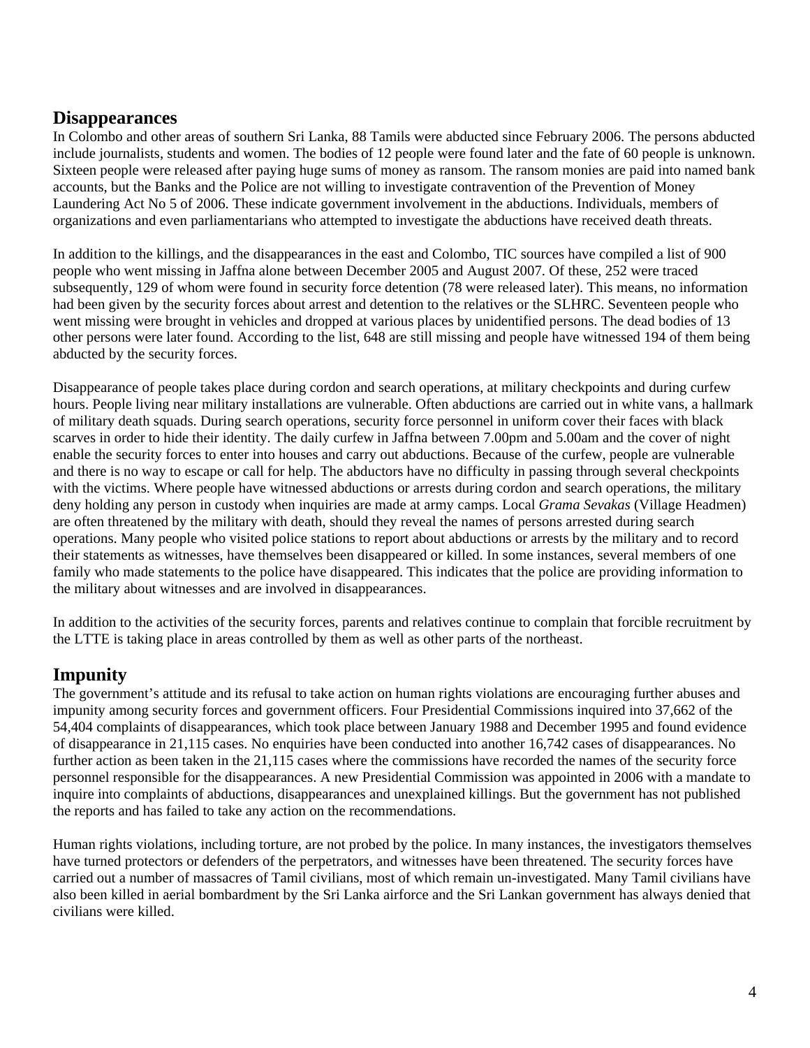## Disappearances

In Colombo and other areas of southern Sri Lanka, 88 Tamils were abducted since February 2006. The persons abducted include journalists, students and women. The bodies of 12 people were found later and the fate of 60 people is unknown. Sixteen people were released after paying huge sums of money as ransom. The ransom monies are paid into named bank accounts, but the Banks and the Police are not willing to investigate contravention of the Prevention of Money Laundering Act No 5 of 2006. These indicate government involvement in the abductions. Individuals, members of organizations and even parliamentarians who attempted to investigate the abductions have received death threats.

In addition to the killings, and the disappearances in the east and Colombo, TIC sources have compiled a list of 900 people who went missing in Jaffna alone between December 2005 and August 2007. Of these, 252 were traced subsequently, 129 of whom were found in security force detention (78 were released later). This means, no information had been given by the security forces about arrest and detention to the relatives or the SLHRC. Seventeen people who went missing were brought in vehicles and dropped at various places by unidentified persons. The dead bodies of 13 other persons were later found. According to the list, 648 are still missing and people have witnessed 194 of them being abducted by the security forces.

Disappearance of people takes place during cordon and search operations, at military checkpoints and during curfew hours. People living near military installations are vulnerable. Often abductions are carried out in white vans, a hallmark of military death squads. During search operations, security force personnel in uniform cover their faces with black scarves in order to hide their identity. The daily curfew in Jaffna between 7.00pm and 5.00am and the cover of night enable the security forces to enter into houses and carry out abductions. Because of the curfew, people are vulnerable and there is no way to escape or call for help. The abductors have no difficulty in passing through several checkpoints with the victims. Where people have witnessed abductions or arrests during cordon and search operations, the military deny holding any person in custody when inquiries are made at army camps. Local *Grama Sevakas* (Village Headmen) are often threatened by the military with death, should they reveal the names of persons arrested during search operations. Many people who visited police stations to report about abductions or arrests by the military and to record their statements as witnesses, have themselves been disappeared or killed. In some instances, several members of one family who made statements to the police have disappeared. This indicates that the police are providing information to the military about witnesses and are involved in disappearances.

In addition to the activities of the security forces, parents and relatives continue to complain that forcible recruitment by the LTTE is taking place in areas controlled by them as well as other parts of the northeast.

## Impunity

The government's attitude and its refusal to take action on human rights violations are encouraging further abuses and impunity among security forces and government officers. Four Presidential Commissions inquired into 37,662 of the 54,404 complaints of disappearances, which took place between January 1988 and December 1995 and found evidence of disappearance in 21,115 cases. No enquiries have been conducted into another 16,742 cases of disappearances. No further action as been taken in the 21,115 cases where the commissions have recorded the names of the security force personnel responsible for the disappearances. A new Presidential Commission was appointed in 2006 with a mandate to inquire into complaints of abductions, disappearances and unexplained killings. But the government has not published the reports and has failed to take any action on the recommendations.

Human rights violations, including torture, are not probed by the police. In many instances, the investigators themselves have turned protectors or defenders of the perpetrators, and witnesses have been threatened. The security forces have carried out a number of massacres of Tamil civilians, most of which remain un-investigated. Many Tamil civilians have also been killed in aerial bombardment by the Sri Lanka airforce and the Sri Lankan government has always denied that civilians were killed.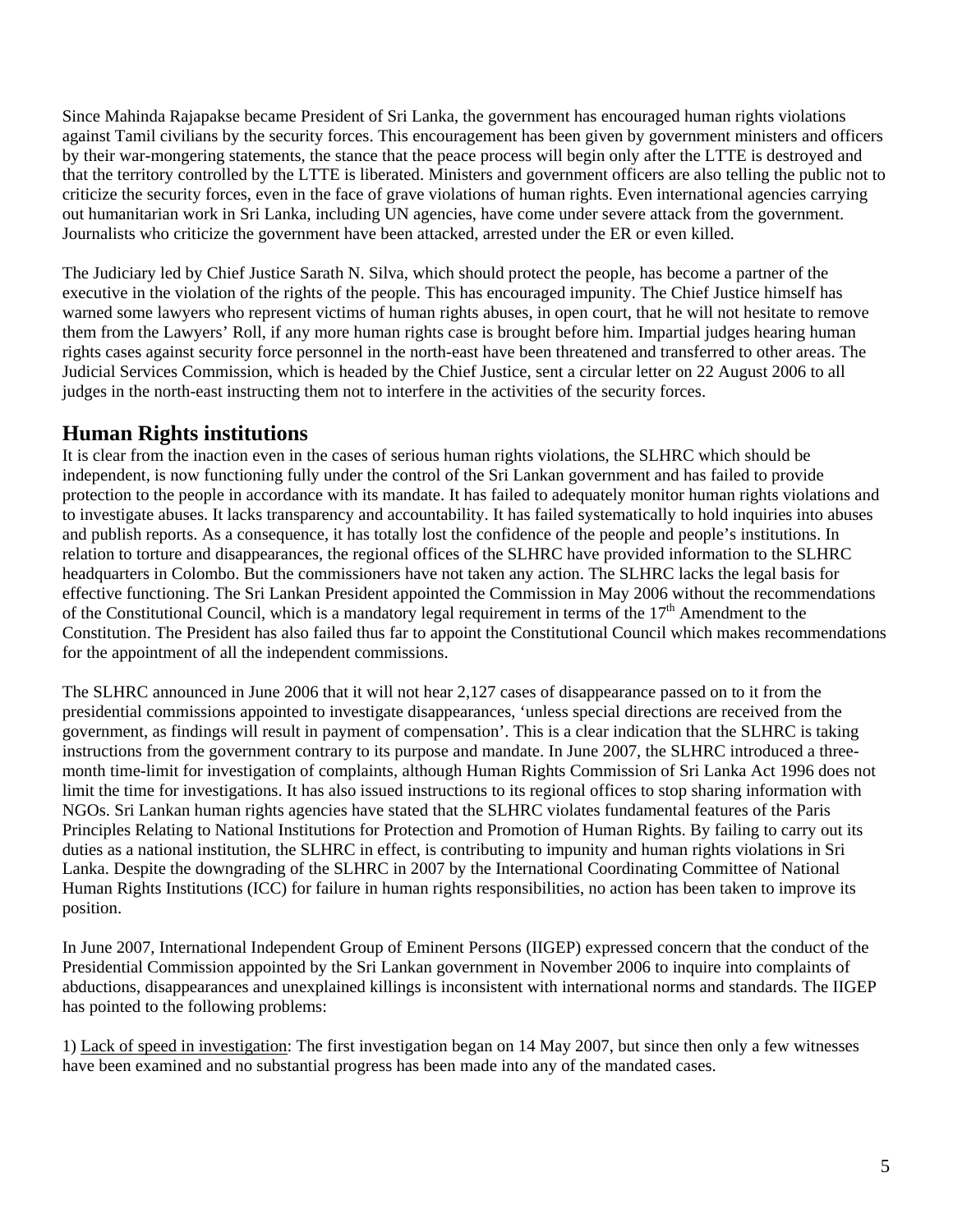Since Mahinda Rajapakse became President of Sri Lanka, the government has encouraged human rights violations against Tamil civilians by the security forces. This encouragement has been given by government ministers and officers by their war-mongering statements, the stance that the peace process will begin only after the LTTE is destroyed and that the territory controlled by the LTTE is liberated. Ministers and government officers are also telling the public not to criticize the security forces, even in the face of grave violations of human rights. Even international agencies carrying out humanitarian work in Sri Lanka, including UN agencies, have come under severe attack from the government. Journalists who criticize the government have been attacked, arrested under the ER or even killed.

The Judiciary led by Chief Justice Sarath N. Silva, which should protect the people, has become a partner of the executive in the violation of the rights of the people. This has encouraged impunity. The Chief Justice himself has warned some lawyers who represent victims of human rights abuses, in open court, that he will not hesitate to remove them from the Lawyers' Roll, if any more human rights case is brought before him. Impartial judges hearing human rights cases against security force personnel in the north-east have been threatened and transferred to other areas. The Judicial Services Commission, which is headed by the Chief Justice, sent a circular letter on 22 August 2006 to all judges in the north-east instructing them not to interfere in the activities of the security forces.

## Human Rights institutions

It is clear from the inaction even in the cases of serious human rights violations, the SLHRC which should be independent, is now functioning fully under the control of the Sri Lankan government and has failed to provide protection to the people in accordance with its mandate. It has failed to adequately monitor human rights violations and to investigate abuses. It lacks transparency and accountability. It has failed systematically to hold inquiries into abuses and publish reports. As a consequence, it has totally lost the confidence of the people and people's institutions. In relation to torture and disappearances, the regional offices of the SLHRC have provided information to the SLHRC headquarters in Colombo. But the commissioners have not taken any action. The SLHRC lacks the legal basis for effective functioning. The Sri Lankan President appointed the Commission in May 2006 without the recommendations of the Constitutional Council, which is a mandatory legal requirement in terms of the 17th Amendment to the Constitution. The President has also failed thus far to appoint the Constitutional Council which makes recommendations for the appointment of all the independent commissions.

The SLHRC announced in June 2006 that it will not hear 2,127 cases of disappearance passed on to it from the presidential commissions appointed to investigate disappearances, 'unless special directions are received from the government, as findings will result in payment of compensation'. This is a clear indication that the SLHRC is taking instructions from the government contrary to its purpose and mandate. In June 2007, the SLHRC introduced a three-month time-limit for investigation of complaints, although Human Rights Commission of Sri Lanka Act 1996 does not limit the time for investigations. It has also issued instructions to its regional offices to stop sharing information with NGOs. Sri Lankan human rights agencies have stated that the SLHRC violates fundamental features of the Paris Principles Relating to National Institutions for Protection and Promotion of Human Rights. By failing to carry out its duties as a national institution, the SLHRC in effect, is contributing to impunity and human rights violations in Sri Lanka. Despite the downgrading of the SLHRC in 2007 by the International Coordinating Committee of National Human Rights Institutions (ICC) for failure in human rights responsibilities, no action has been taken to improve its position.

In June 2007, International Independent Group of Eminent Persons (IIGEP) expressed concern that the conduct of the Presidential Commission appointed by the Sri Lankan government in November 2006 to inquire into complaints of abductions, disappearances and unexplained killings is inconsistent with international norms and standards. The IIGEP has pointed to the following problems:

1) Lack of speed in investigation: The first investigation began on 14 May 2007, but since then only a few witnesses have been examined and no substantial progress has been made into any of the mandated cases.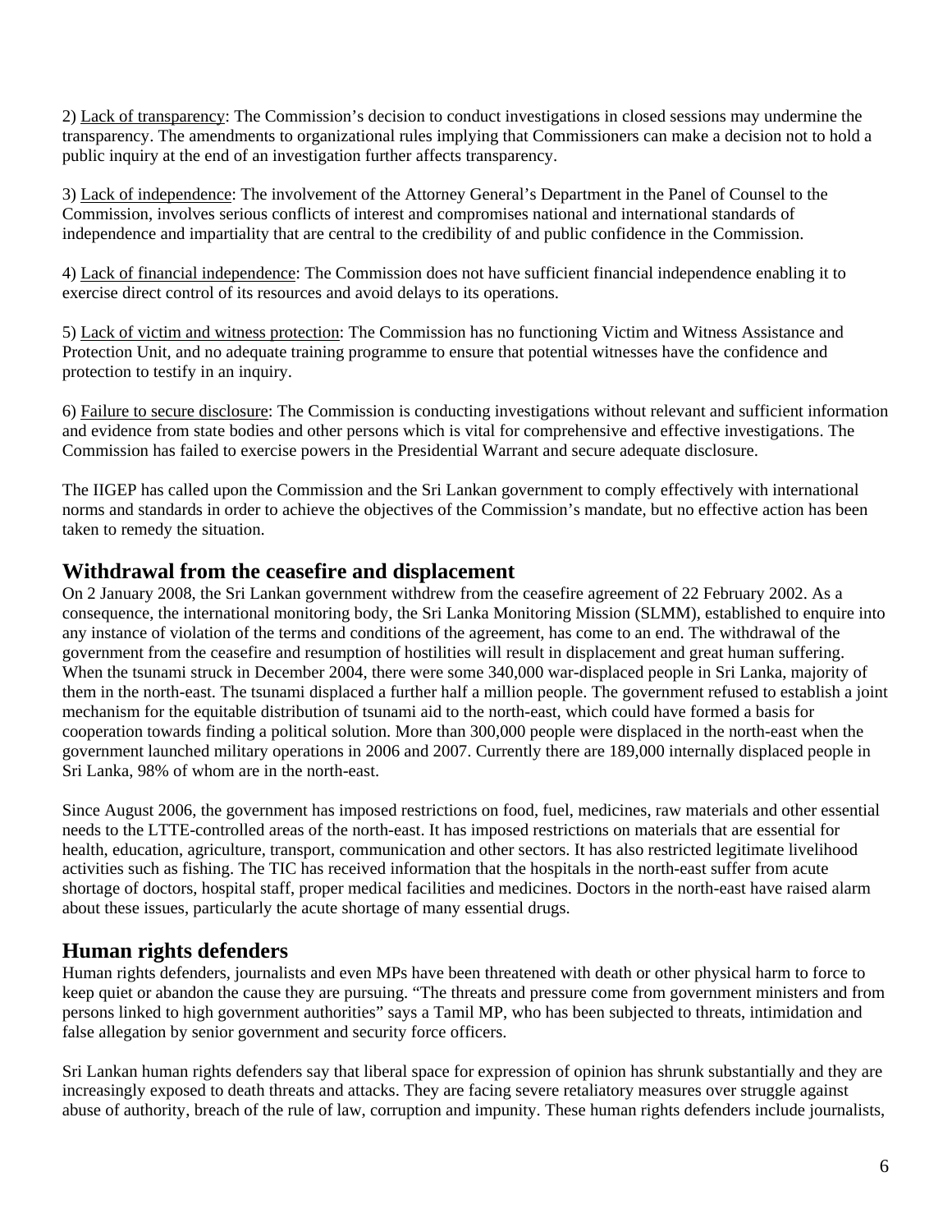2) Lack of transparency: The Commission's decision to conduct investigations in closed sessions may undermine the transparency. The amendments to organizational rules implying that Commissioners can make a decision not to hold a public inquiry at the end of an investigation further affects transparency.

3) Lack of independence: The involvement of the Attorney General's Department in the Panel of Counsel to the Commission, involves serious conflicts of interest and compromises national and international standards of independence and impartiality that are central to the credibility of and public confidence in the Commission.

4) Lack of financial independence: The Commission does not have sufficient financial independence enabling it to exercise direct control of its resources and avoid delays to its operations.

5) Lack of victim and witness protection: The Commission has no functioning Victim and Witness Assistance and Protection Unit, and no adequate training programme to ensure that potential witnesses have the confidence and protection to testify in an inquiry.

6) Failure to secure disclosure: The Commission is conducting investigations without relevant and sufficient information and evidence from state bodies and other persons which is vital for comprehensive and effective investigations. The Commission has failed to exercise powers in the Presidential Warrant and secure adequate disclosure.

The IIGEP has called upon the Commission and the Sri Lankan government to comply effectively with international norms and standards in order to achieve the objectives of the Commission's mandate, but no effective action has been taken to remedy the situation.

## Withdrawal from the ceasefire and displacement

On 2 January 2008, the Sri Lankan government withdrew from the ceasefire agreement of 22 February 2002. As a consequence, the international monitoring body, the Sri Lanka Monitoring Mission (SLMM), established to enquire into any instance of violation of the terms and conditions of the agreement, has come to an end. The withdrawal of the government from the ceasefire and resumption of hostilities will result in displacement and great human suffering. When the tsunami struck in December 2004, there were some 340,000 war-displaced people in Sri Lanka, majority of them in the north-east. The tsunami displaced a further half a million people. The government refused to establish a joint mechanism for the equitable distribution of tsunami aid to the north-east, which could have formed a basis for cooperation towards finding a political solution. More than 300,000 people were displaced in the north-east when the government launched military operations in 2006 and 2007. Currently there are 189,000 internally displaced people in Sri Lanka, 98% of whom are in the north-east.

Since August 2006, the government has imposed restrictions on food, fuel, medicines, raw materials and other essential needs to the LTTE-controlled areas of the north-east. It has imposed restrictions on materials that are essential for health, education, agriculture, transport, communication and other sectors. It has also restricted legitimate livelihood activities such as fishing. The TIC has received information that the hospitals in the north-east suffer from acute shortage of doctors, hospital staff, proper medical facilities and medicines. Doctors in the north-east have raised alarm about these issues, particularly the acute shortage of many essential drugs.

## Human rights defenders

Human rights defenders, journalists and even MPs have been threatened with death or other physical harm to force to keep quiet or abandon the cause they are pursuing. "The threats and pressure come from government ministers and from persons linked to high government authorities" says a Tamil MP, who has been subjected to threats, intimidation and false allegation by senior government and security force officers.

Sri Lankan human rights defenders say that liberal space for expression of opinion has shrunk substantially and they are increasingly exposed to death threats and attacks. They are facing severe retaliatory measures over struggle against abuse of authority, breach of the rule of law, corruption and impunity. These human rights defenders include journalists,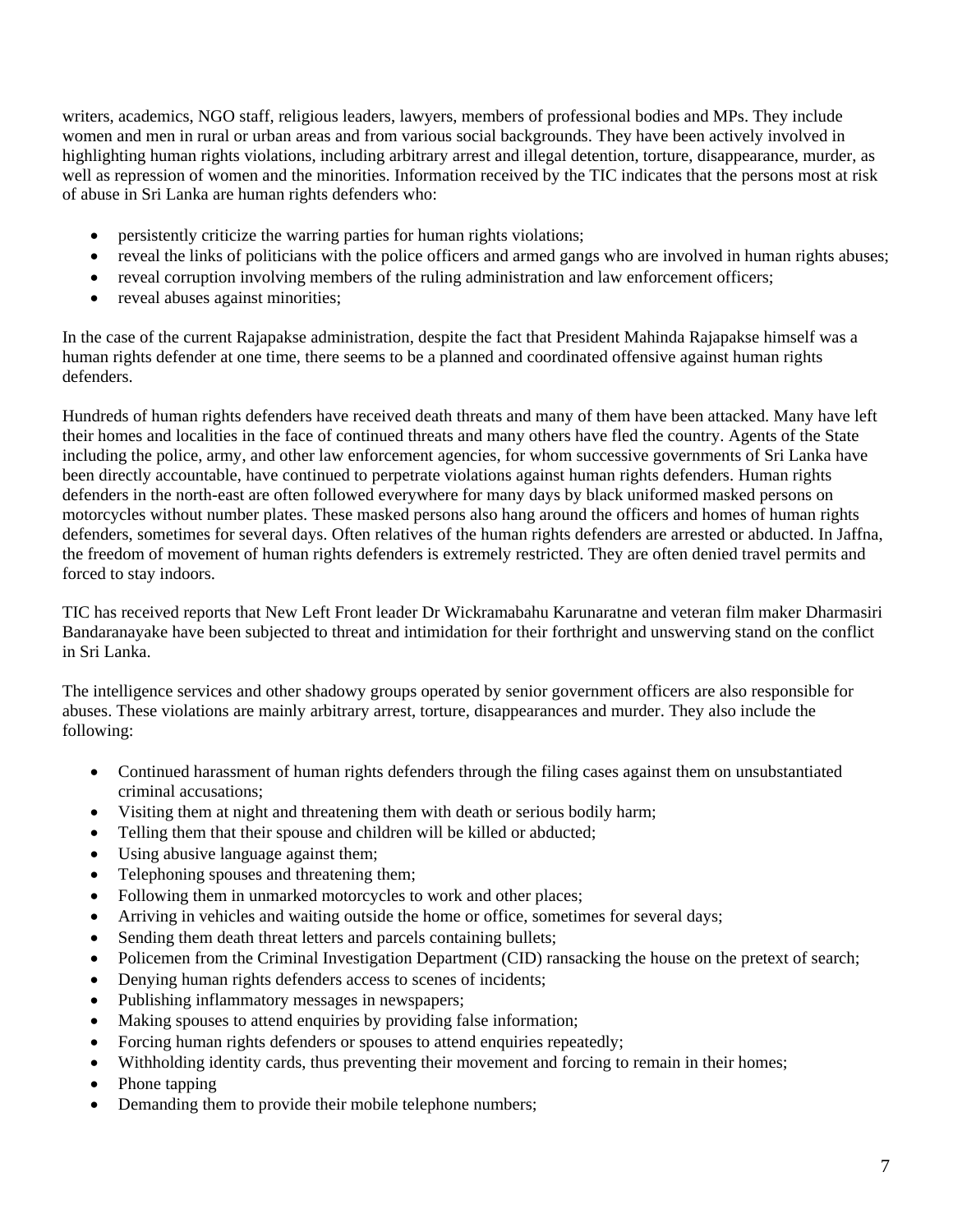writers, academics, NGO staff, religious leaders, lawyers, members of professional bodies and MPs. They include women and men in rural or urban areas and from various social backgrounds. They have been actively involved in highlighting human rights violations, including arbitrary arrest and illegal detention, torture, disappearance, murder, as well as repression of women and the minorities. Information received by the TIC indicates that the persons most at risk of abuse in Sri Lanka are human rights defenders who:

- persistently criticize the warring parties for human rights violations;
- reveal the links of politicians with the police officers and armed gangs who are involved in human rights abuses;
- reveal corruption involving members of the ruling administration and law enforcement officers;
- reveal abuses against minorities;

In the case of the current Rajapakse administration, despite the fact that President Mahinda Rajapakse himself was a human rights defender at one time, there seems to be a planned and coordinated offensive against human rights defenders.

Hundreds of human rights defenders have received death threats and many of them have been attacked. Many have left their homes and localities in the face of continued threats and many others have fled the country. Agents of the State including the police, army, and other law enforcement agencies, for whom successive governments of Sri Lanka have been directly accountable, have continued to perpetrate violations against human rights defenders. Human rights defenders in the north-east are often followed everywhere for many days by black uniformed masked persons on motorcycles without number plates. These masked persons also hang around the officers and homes of human rights defenders, sometimes for several days. Often relatives of the human rights defenders are arrested or abducted. In Jaffna, the freedom of movement of human rights defenders is extremely restricted. They are often denied travel permits and forced to stay indoors.

TIC has received reports that New Left Front leader Dr Wickramabahu Karunaratne and veteran film maker Dharmasiri Bandaranayake have been subjected to threat and intimidation for their forthright and unswerving stand on the conflict in Sri Lanka.

The intelligence services and other shadowy groups operated by senior government officers are also responsible for abuses. These violations are mainly arbitrary arrest, torture, disappearances and murder. They also include the following:

- Continued harassment of human rights defenders through the filing cases against them on unsubstantiated criminal accusations;
- Visiting them at night and threatening them with death or serious bodily harm;
- Telling them that their spouse and children will be killed or abducted;
- Using abusive language against them;
- Telephoning spouses and threatening them;
- Following them in unmarked motorcycles to work and other places;
- Arriving in vehicles and waiting outside the home or office, sometimes for several days;
- Sending them death threat letters and parcels containing bullets;
- Policemen from the Criminal Investigation Department (CID) ransacking the house on the pretext of search;
- Denying human rights defenders access to scenes of incidents;
- Publishing inflammatory messages in newspapers;
- Making spouses to attend enquiries by providing false information;
- Forcing human rights defenders or spouses to attend enquiries repeatedly;
- Withholding identity cards, thus preventing their movement and forcing to remain in their homes;
- Phone tapping
- Demanding them to provide their mobile telephone numbers;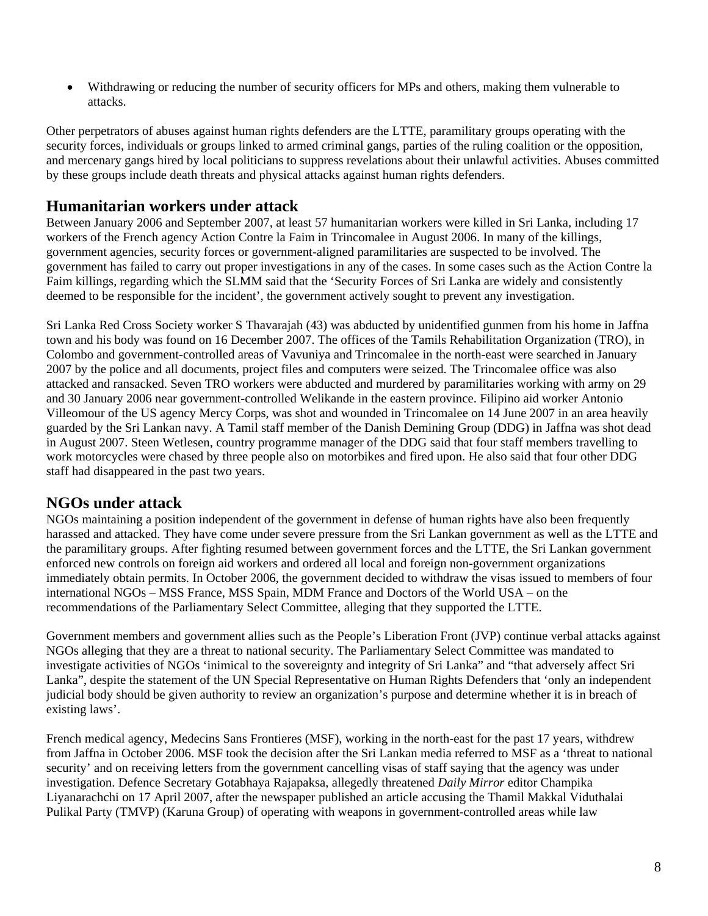- Withdrawing or reducing the number of security officers for MPs and others, making them vulnerable to attacks.

Other perpetrators of abuses against human rights defenders are the LTTE, paramilitary groups operating with the security forces, individuals or groups linked to armed criminal gangs, parties of the ruling coalition or the opposition, and mercenary gangs hired by local politicians to suppress revelations about their unlawful activities. Abuses committed by these groups include death threats and physical attacks against human rights defenders.

## Humanitarian workers under attack

Between January 2006 and September 2007, at least 57 humanitarian workers were killed in Sri Lanka, including 17 workers of the French agency Action Contre la Faim in Trincomalee in August 2006. In many of the killings, government agencies, security forces or government-aligned paramilitaries are suspected to be involved. The government has failed to carry out proper investigations in any of the cases. In some cases such as the Action Contre la Faim killings, regarding which the SLMM said that the 'Security Forces of Sri Lanka are widely and consistently deemed to be responsible for the incident', the government actively sought to prevent any investigation.

Sri Lanka Red Cross Society worker S Thavarajah (43) was abducted by unidentified gunmen from his home in Jaffna town and his body was found on 16 December 2007. The offices of the Tamils Rehabilitation Organization (TRO), in Colombo and government-controlled areas of Vavuniya and Trincomalee in the north-east were searched in January 2007 by the police and all documents, project files and computers were seized. The Trincomalee office was also attacked and ransacked. Seven TRO workers were abducted and murdered by paramilitaries working with army on 29 and 30 January 2006 near government-controlled Welikande in the eastern province. Filipino aid worker Antonio Villeomour of the US agency Mercy Corps, was shot and wounded in Trincomalee on 14 June 2007 in an area heavily guarded by the Sri Lankan navy. A Tamil staff member of the Danish Demining Group (DDG) in Jaffna was shot dead in August 2007. Steen Wetlesen, country programme manager of the DDG said that four staff members travelling to work motorcycles were chased by three people also on motorbikes and fired upon. He also said that four other DDG staff had disappeared in the past two years.

## NGOs under attack

NGOs maintaining a position independent of the government in defense of human rights have also been frequently harassed and attacked. They have come under severe pressure from the Sri Lankan government as well as the LTTE and the paramilitary groups. After fighting resumed between government forces and the LTTE, the Sri Lankan government enforced new controls on foreign aid workers and ordered all local and foreign non-government organizations immediately obtain permits. In October 2006, the government decided to withdraw the visas issued to members of four international NGOs – MSS France, MSS Spain, MDM France and Doctors of the World USA – on the recommendations of the Parliamentary Select Committee, alleging that they supported the LTTE.

Government members and government allies such as the People's Liberation Front (JVP) continue verbal attacks against NGOs alleging that they are a threat to national security. The Parliamentary Select Committee was mandated to investigate activities of NGOs 'inimical to the sovereignty and integrity of Sri Lanka" and "that adversely affect Sri Lanka", despite the statement of the UN Special Representative on Human Rights Defenders that 'only an independent judicial body should be given authority to review an organization's purpose and determine whether it is in breach of existing laws'.

French medical agency, Medecins Sans Frontieres (MSF), working in the north-east for the past 17 years, withdrew from Jaffna in October 2006. MSF took the decision after the Sri Lankan media referred to MSF as a 'threat to national security' and on receiving letters from the government cancelling visas of staff saying that the agency was under investigation. Defence Secretary Gotabhaya Rajapaksa, allegedly threatened *Daily Mirror* editor Champika Liyanarachchi on 17 April 2007, after the newspaper published an article accusing the Thamil Makkal Viduthalai Pulikal Party (TMVP) (Karuna Group) of operating with weapons in government-controlled areas while law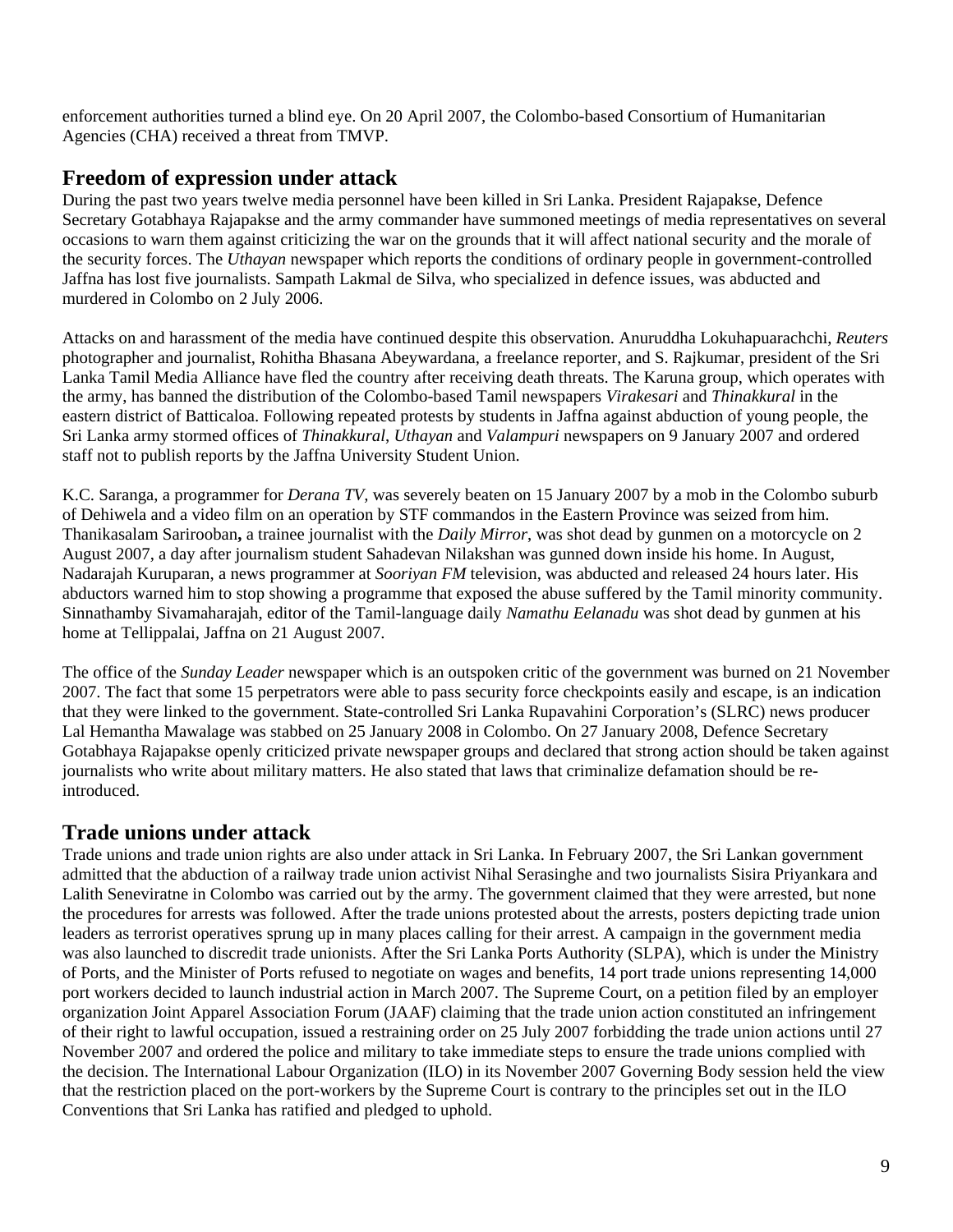enforcement authorities turned a blind eye. On 20 April 2007, the Colombo-based Consortium of Humanitarian Agencies (CHA) received a threat from TMVP.

## Freedom of expression under attack

During the past two years twelve media personnel have been killed in Sri Lanka. President Rajapakse, Defence Secretary Gotabhaya Rajapakse and the army commander have summoned meetings of media representatives on several occasions to warn them against criticizing the war on the grounds that it will affect national security and the morale of the security forces. The *Uthayan* newspaper which reports the conditions of ordinary people in government-controlled Jaffna has lost five journalists. Sampath Lakmal de Silva, who specialized in defence issues, was abducted and murdered in Colombo on 2 July 2006.

Attacks on and harassment of the media have continued despite this observation. Anuruddha Lokuhapuarachchi, *Reuters* photographer and journalist, Rohitha Bhasana Abeywardana, a freelance reporter, and S. Rajkumar, president of the Sri Lanka Tamil Media Alliance have fled the country after receiving death threats. The Karuna group, which operates with the army, has banned the distribution of the Colombo-based Tamil newspapers *Virakesari* and *Thinakkural* in the eastern district of Batticaloa. Following repeated protests by students in Jaffna against abduction of young people, the Sri Lanka army stormed offices of *Thinakkural*, *Uthayan* and *Valampuri* newspapers on 9 January 2007 and ordered staff not to publish reports by the Jaffna University Student Union.

K.C. Saranga, a programmer for *Derana TV*, was severely beaten on 15 January 2007 by a mob in the Colombo suburb of Dehiwela and a video film on an operation by STF commandos in the Eastern Province was seized from him. Thanikasalam Sarirooban**,** a trainee journalist with the *Daily Mirror*, was shot dead by gunmen on a motorcycle on 2 August 2007, a day after journalism student Sahadevan Nilakshan was gunned down inside his home. In August, Nadarajah Kuruparan, a news programmer at *Sooriyan FM* television, was abducted and released 24 hours later. His abductors warned him to stop showing a programme that exposed the abuse suffered by the Tamil minority community. Sinnathamby Sivamaharajah, editor of the Tamil-language daily *Namathu Eelanadu* was shot dead by gunmen at his home at Tellippalai, Jaffna on 21 August 2007.

The office of the *Sunday Leader* newspaper which is an outspoken critic of the government was burned on 21 November 2007. The fact that some 15 perpetrators were able to pass security force checkpoints easily and escape, is an indication that they were linked to the government. State-controlled Sri Lanka Rupavahini Corporation's (SLRC) news producer Lal Hemantha Mawalage was stabbed on 25 January 2008 in Colombo. On 27 January 2008, Defence Secretary Gotabhaya Rajapakse openly criticized private newspaper groups and declared that strong action should be taken against journalists who write about military matters. He also stated that laws that criminalize defamation should be re-introduced.

## Trade unions under attack

Trade unions and trade union rights are also under attack in Sri Lanka. In February 2007, the Sri Lankan government admitted that the abduction of a railway trade union activist Nihal Serasinghe and two journalists Sisira Priyankara and Lalith Seneviratne in Colombo was carried out by the army. The government claimed that they were arrested, but none the procedures for arrests was followed. After the trade unions protested about the arrests, posters depicting trade union leaders as terrorist operatives sprung up in many places calling for their arrest. A campaign in the government media was also launched to discredit trade unionists. After the Sri Lanka Ports Authority (SLPA), which is under the Ministry of Ports, and the Minister of Ports refused to negotiate on wages and benefits, 14 port trade unions representing 14,000 port workers decided to launch industrial action in March 2007. The Supreme Court, on a petition filed by an employer organization Joint Apparel Association Forum (JAAF) claiming that the trade union action constituted an infringement of their right to lawful occupation, issued a restraining order on 25 July 2007 forbidding the trade union actions until 27 November 2007 and ordered the police and military to take immediate steps to ensure the trade unions complied with the decision. The International Labour Organization (ILO) in its November 2007 Governing Body session held the view that the restriction placed on the port-workers by the Supreme Court is contrary to the principles set out in the ILO Conventions that Sri Lanka has ratified and pledged to uphold.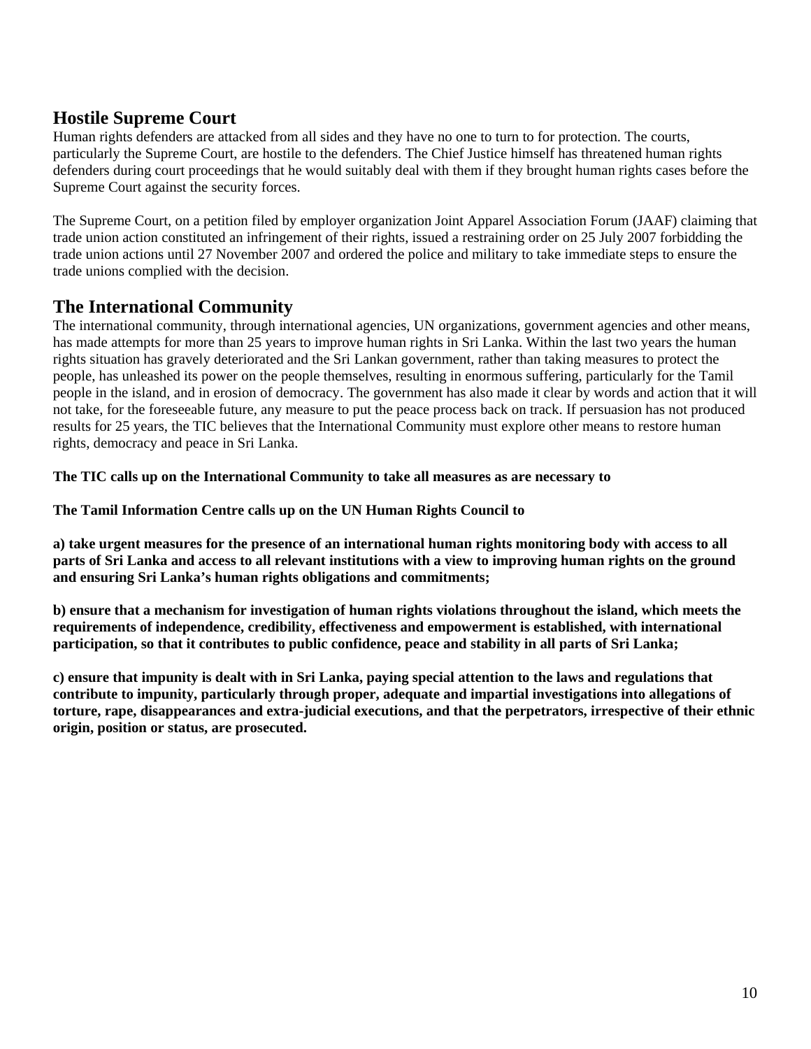## Hostile Supreme Court

Human rights defenders are attacked from all sides and they have no one to turn to for protection. The courts, particularly the Supreme Court, are hostile to the defenders. The Chief Justice himself has threatened human rights defenders during court proceedings that he would suitably deal with them if they brought human rights cases before the Supreme Court against the security forces.

The Supreme Court, on a petition filed by employer organization Joint Apparel Association Forum (JAAF) claiming that trade union action constituted an infringement of their rights, issued a restraining order on 25 July 2007 forbidding the trade union actions until 27 November 2007 and ordered the police and military to take immediate steps to ensure the trade unions complied with the decision.

## The International Community

The international community, through international agencies, UN organizations, government agencies and other means, has made attempts for more than 25 years to improve human rights in Sri Lanka. Within the last two years the human rights situation has gravely deteriorated and the Sri Lankan government, rather than taking measures to protect the people, has unleashed its power on the people themselves, resulting in enormous suffering, particularly for the Tamil people in the island, and in erosion of democracy. The government has also made it clear by words and action that it will not take, for the foreseeable future, any measure to put the peace process back on track. If persuasion has not produced results for 25 years, the TIC believes that the International Community must explore other means to restore human rights, democracy and peace in Sri Lanka.

**The TIC calls up on the International Community to take all measures as are necessary to**

**The Tamil Information Centre calls up on the UN Human Rights Council to**

**a) take urgent measures for the presence of an international human rights monitoring body with access to all parts of Sri Lanka and access to all relevant institutions with a view to improving human rights on the ground and ensuring Sri Lanka's human rights obligations and commitments;**

**b) ensure that a mechanism for investigation of human rights violations throughout the island, which meets the requirements of independence, credibility, effectiveness and empowerment is established, with international participation, so that it contributes to public confidence, peace and stability in all parts of Sri Lanka;**

**c) ensure that impunity is dealt with in Sri Lanka, paying special attention to the laws and regulations that contribute to impunity, particularly through proper, adequate and impartial investigations into allegations of torture, rape, disappearances and extra-judicial executions, and that the perpetrators, irrespective of their ethnic origin, position or status, are prosecuted.**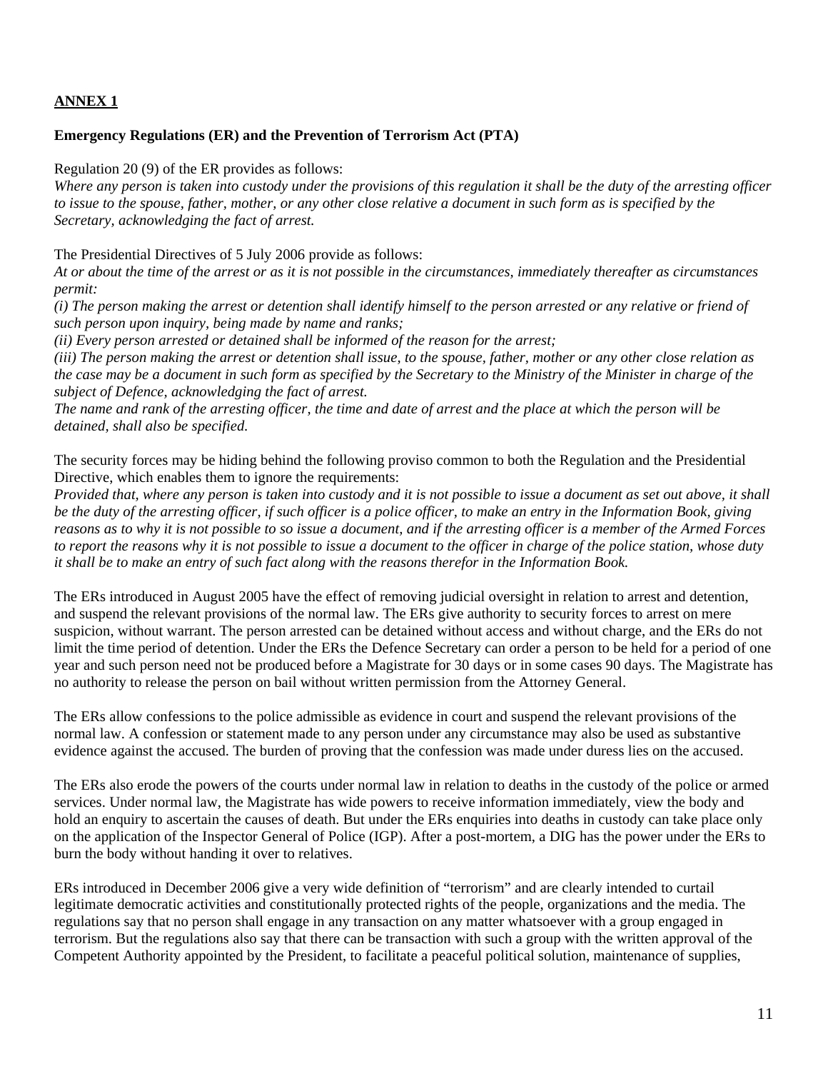**ANNEX 1**

**Emergency Regulations (ER) and the Prevention of Terrorism Act (PTA)**

Regulation 20 (9) of the ER provides as follows:
*Where any person is taken into custody under the provisions of this regulation it shall be the duty of the arresting officer to issue to the spouse, father, mother, or any other close relative a document in such form as is specified by the Secretary, acknowledging the fact of arrest.*

The Presidential Directives of 5 July 2006 provide as follows:
*At or about the time of the arrest or as it is not possible in the circumstances, immediately thereafter as circumstances permit:*
*(i) The person making the arrest or detention shall identify himself to the person arrested or any relative or friend of such person upon inquiry, being made by name and ranks;*
*(ii) Every person arrested or detained shall be informed of the reason for the arrest;*
*(iii) The person making the arrest or detention shall issue, to the spouse, father, mother or any other close relation as the case may be a document in such form as specified by the Secretary to the Ministry of the Minister in charge of the subject of Defence, acknowledging the fact of arrest.*
*The name and rank of the arresting officer, the time and date of arrest and the place at which the person will be detained, shall also be specified.*

The security forces may be hiding behind the following proviso common to both the Regulation and the Presidential Directive, which enables them to ignore the requirements:
*Provided that, where any person is taken into custody and it is not possible to issue a document as set out above, it shall be the duty of the arresting officer, if such officer is a police officer, to make an entry in the Information Book, giving reasons as to why it is not possible to so issue a document, and if the arresting officer is a member of the Armed Forces to report the reasons why it is not possible to issue a document to the officer in charge of the police station, whose duty it shall be to make an entry of such fact along with the reasons therefor in the Information Book.*

The ERs introduced in August 2005 have the effect of removing judicial oversight in relation to arrest and detention, and suspend the relevant provisions of the normal law. The ERs give authority to security forces to arrest on mere suspicion, without warrant. The person arrested can be detained without access and without charge, and the ERs do not limit the time period of detention. Under the ERs the Defence Secretary can order a person to be held for a period of one year and such person need not be produced before a Magistrate for 30 days or in some cases 90 days. The Magistrate has no authority to release the person on bail without written permission from the Attorney General.

The ERs allow confessions to the police admissible as evidence in court and suspend the relevant provisions of the normal law. A confession or statement made to any person under any circumstance may also be used as substantive evidence against the accused. The burden of proving that the confession was made under duress lies on the accused.

The ERs also erode the powers of the courts under normal law in relation to deaths in the custody of the police or armed services. Under normal law, the Magistrate has wide powers to receive information immediately, view the body and hold an enquiry to ascertain the causes of death. But under the ERs enquiries into deaths in custody can take place only on the application of the Inspector General of Police (IGP). After a post-mortem, a DIG has the power under the ERs to burn the body without handing it over to relatives.

ERs introduced in December 2006 give a very wide definition of "terrorism" and are clearly intended to curtail legitimate democratic activities and constitutionally protected rights of the people, organizations and the media. The regulations say that no person shall engage in any transaction on any matter whatsoever with a group engaged in terrorism. But the regulations also say that there can be transaction with such a group with the written approval of the Competent Authority appointed by the President, to facilitate a peaceful political solution, maintenance of supplies,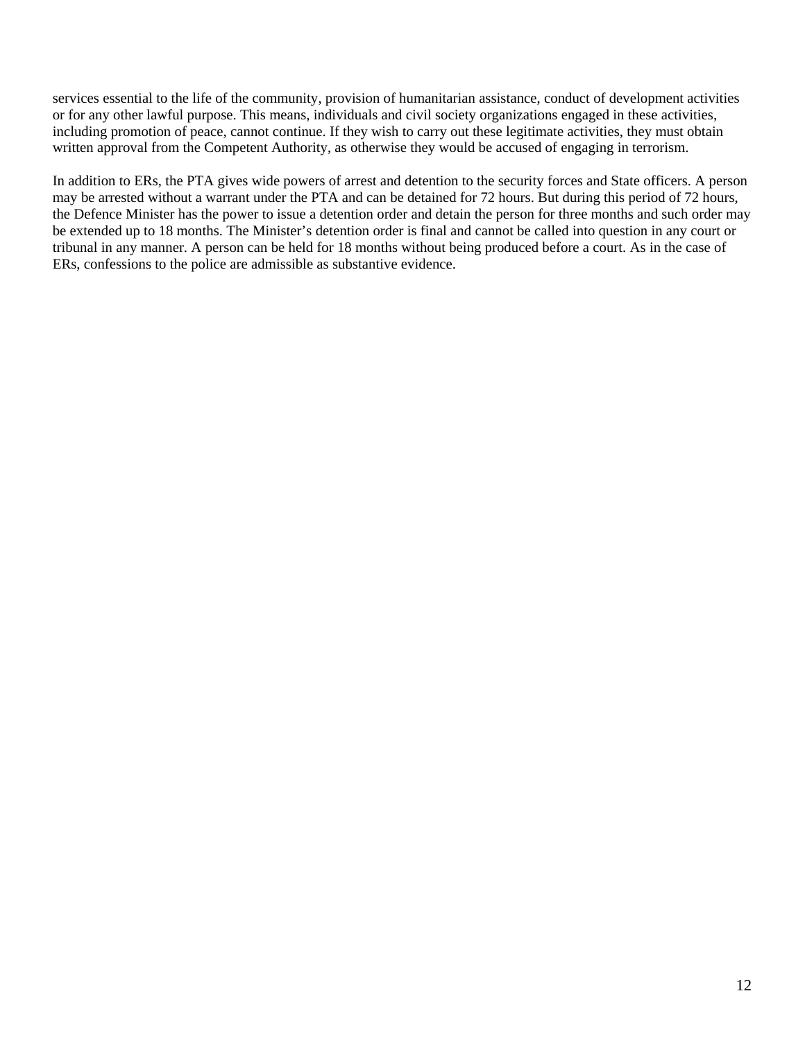services essential to the life of the community, provision of humanitarian assistance, conduct of development activities or for any other lawful purpose. This means, individuals and civil society organizations engaged in these activities, including promotion of peace, cannot continue. If they wish to carry out these legitimate activities, they must obtain written approval from the Competent Authority, as otherwise they would be accused of engaging in terrorism.

In addition to ERs, the PTA gives wide powers of arrest and detention to the security forces and State officers. A person may be arrested without a warrant under the PTA and can be detained for 72 hours. But during this period of 72 hours, the Defence Minister has the power to issue a detention order and detain the person for three months and such order may be extended up to 18 months. The Minister's detention order is final and cannot be called into question in any court or tribunal in any manner. A person can be held for 18 months without being produced before a court. As in the case of ERs, confessions to the police are admissible as substantive evidence.